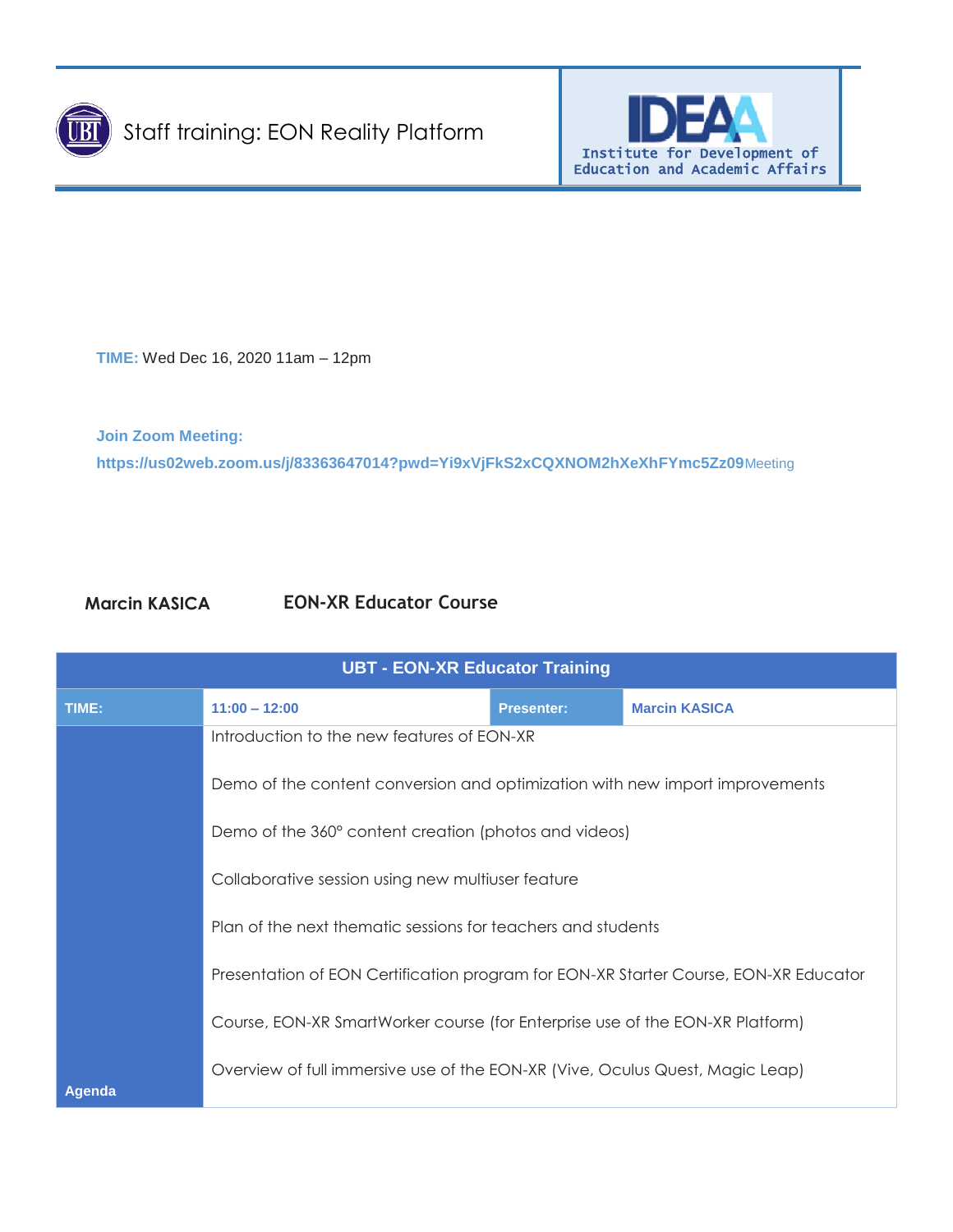# Staff training: EON Reality Platform

IDEAA
Institute for Development of Education and Academic Affairs

**TIME:** Wed Dec 16, 2020 11am – 12pm

**Join Zoom Meeting:**
**https://us02web.zoom.us/j/83363647014?pwd=Yi9xVjFkS2xCQXNOM2hXeXhFYmc5Zz09**Meeting

**Marcin KASICA** **EON-XR Educator Course**

| UBT - EON-XR Educator Training | | | |
|---|---|---|---|
| **TIME:** | **11:00 – 12:00** | **Presenter:** | **Marcin KASICA** |
| **Agenda** | Introduction to the new features of EON-XR<br><br>Demo of the content conversion and optimization with new import improvements<br><br>Demo of the 360° content creation (photos and videos)<br><br>Collaborative session using new multiuser feature<br><br>Plan of the next thematic sessions for teachers and students<br><br>Presentation of EON Certification program for EON-XR Starter Course, EON-XR Educator Course, EON-XR SmartWorker course (for Enterprise use of the EON-XR Platform)<br><br>Overview of full immersive use of the EON-XR (Vive, Oculus Quest, Magic Leap) | | |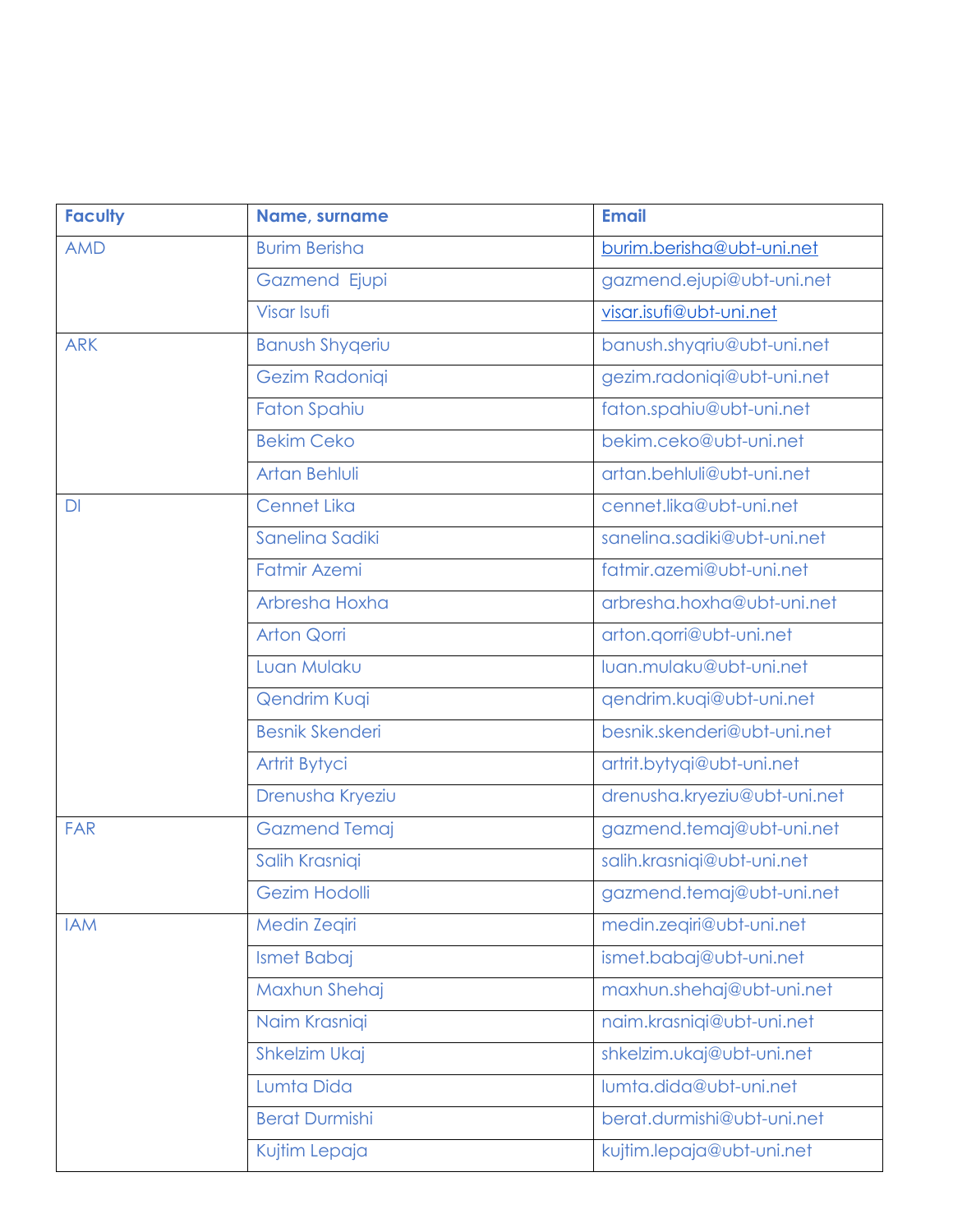| Faculty | Name, surname | Email |
|---|---|---|
| AMD | Burim Berisha | burim.berisha@ubt-uni.net |
| | Gazmend Ejupi | gazmend.ejupi@ubt-uni.net |
| | Visar Isufi | visar.isufi@ubt-uni.net |
| ARK | Banush Shyqeriu | banush.shyqriu@ubt-uni.net |
| | Gezim Radoniqi | gezim.radoniqi@ubt-uni.net |
| | Faton Spahiu | faton.spahiu@ubt-uni.net |
| | Bekim Ceko | bekim.ceko@ubt-uni.net |
| | Artan Behluli | artan.behluli@ubt-uni.net |
| DI | Cennet Lika | cennet.lika@ubt-uni.net |
| | Sanelina Sadiki | sanelina.sadiki@ubt-uni.net |
| | Fatmir Azemi | fatmir.azemi@ubt-uni.net |
| | Arbresha Hoxha | arbresha.hoxha@ubt-uni.net |
| | Arton Qorri | arton.qorri@ubt-uni.net |
| | Luan Mulaku | luan.mulaku@ubt-uni.net |
| | Qendrim Kuqi | qendrim.kuqi@ubt-uni.net |
| | Besnik Skenderi | besnik.skenderi@ubt-uni.net |
| | Artrit Bytyci | artrit.bytyqi@ubt-uni.net |
| | Drenusha Kryeziu | drenusha.kryeziu@ubt-uni.net |
| FAR | Gazmend Temaj | gazmend.temaj@ubt-uni.net |
| | Salih Krasniqi | salih.krasniqi@ubt-uni.net |
| | Gezim Hodolli | gazmend.temaj@ubt-uni.net |
| IAM | Medin Zeqiri | medin.zeqiri@ubt-uni.net |
| | Ismet Babaj | ismet.babaj@ubt-uni.net |
| | Maxhun Shehaj | maxhun.shehaj@ubt-uni.net |
| | Naim Krasniqi | naim.krasniqi@ubt-uni.net |
| | Shkelzim Ukaj | shkelzim.ukaj@ubt-uni.net |
| | Lumta Dida | lumta.dida@ubt-uni.net |
| | Berat Durmishi | berat.durmishi@ubt-uni.net |
| | Kujtim Lepaja | kujtim.lepaja@ubt-uni.net |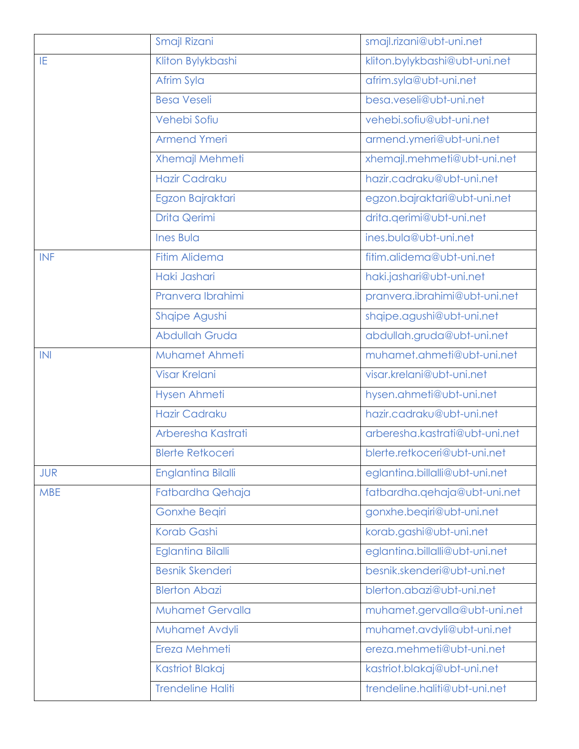| | | |
|---|---|---|
| | Smajl Rizani | smajl.rizani@ubt-uni.net |
| IE | Kliton Bylykbashi | kliton.bylykbashi@ubt-uni.net |
| | Afrim Syla | afrim.syla@ubt-uni.net |
| | Besa Veseli | besa.veseli@ubt-uni.net |
| | Vehebi Sofiu | vehebi.sofiu@ubt-uni.net |
| | Armend Ymeri | armend.ymeri@ubt-uni.net |
| | Xhemajl Mehmeti | xhemajl.mehmeti@ubt-uni.net |
| | Hazir Cadraku | hazir.cadraku@ubt-uni.net |
| | Egzon Bajraktari | egzon.bajraktari@ubt-uni.net |
| | Drita Qerimi | drita.qerimi@ubt-uni.net |
| | Ines Bula | ines.bula@ubt-uni.net |
| INF | Fitim Alidema | fitim.alidema@ubt-uni.net |
| | Haki Jashari | haki.jashari@ubt-uni.net |
| | Pranvera Ibrahimi | pranvera.ibrahimi@ubt-uni.net |
| | Shqipe Agushi | shqipe.agushi@ubt-uni.net |
| | Abdullah Gruda | abdullah.gruda@ubt-uni.net |
| INI | Muhamet Ahmeti | muhamet.ahmeti@ubt-uni.net |
| | Visar Krelani | visar.krelani@ubt-uni.net |
| | Hysen Ahmeti | hysen.ahmeti@ubt-uni.net |
| | Hazir Cadraku | hazir.cadraku@ubt-uni.net |
| | Arberesha Kastrati | arberesha.kastrati@ubt-uni.net |
| | Blerte Retkoceri | blerte.retkoceri@ubt-uni.net |
| JUR | Englantina Bilalli | eglantina.billalli@ubt-uni.net |
| MBE | Fatbardha Qehaja | fatbardha.qehaja@ubt-uni.net |
| | Gonxhe Beqiri | gonxhe.beqiri@ubt-uni.net |
| | Korab Gashi | korab.gashi@ubt-uni.net |
| | Eglantina Bilalli | eglantina.billalli@ubt-uni.net |
| | Besnik Skenderi | besnik.skenderi@ubt-uni.net |
| | Blerton Abazi | blerton.abazi@ubt-uni.net |
| | Muhamet Gervalla | muhamet.gervalla@ubt-uni.net |
| | Muhamet Avdyli | muhamet.avdyli@ubt-uni.net |
| | Ereza Mehmeti | ereza.mehmeti@ubt-uni.net |
| | Kastriot Blakaj | kastriot.blakaj@ubt-uni.net |
| | Trendeline Haliti | trendeline.haliti@ubt-uni.net |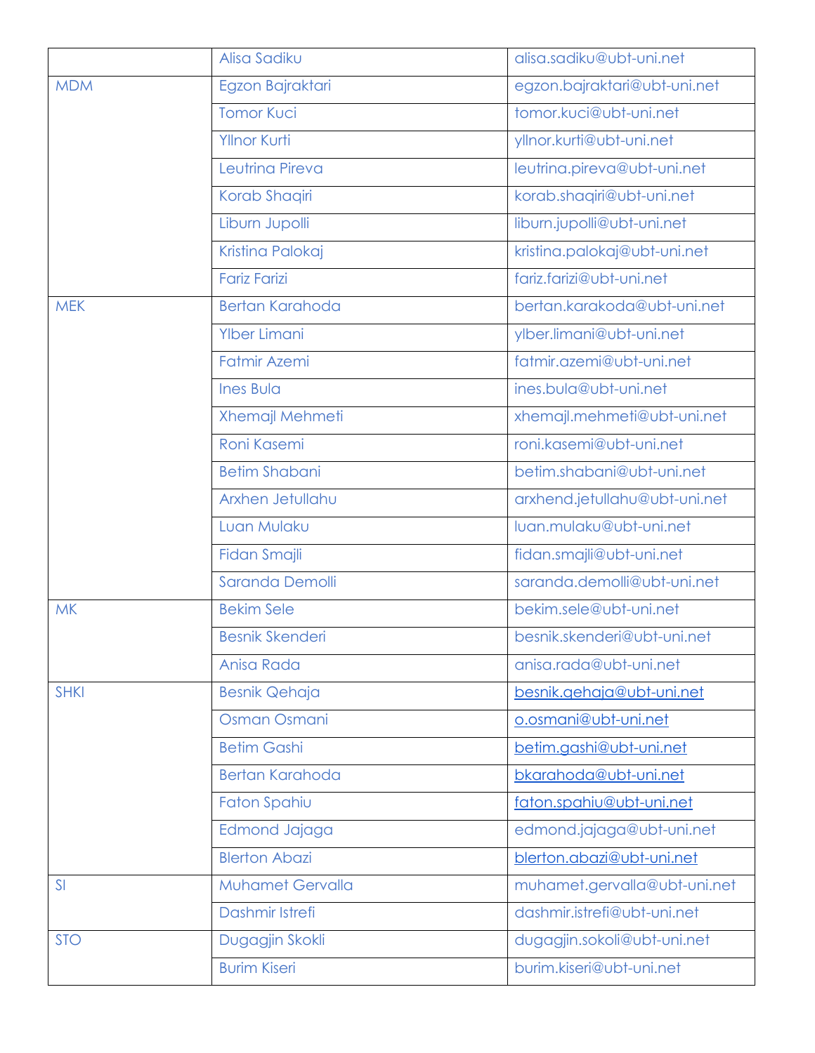|  |  |  |
|---|---|---|
|  | Alisa Sadiku | alisa.sadiku@ubt-uni.net |
| MDM | Egzon Bajraktari | egzon.bajraktari@ubt-uni.net |
|  | Tomor Kuci | tomor.kuci@ubt-uni.net |
|  | Yllnor Kurti | yllnor.kurti@ubt-uni.net |
|  | Leutrina Pireva | leutrina.pireva@ubt-uni.net |
|  | Korab Shaqiri | korab.shaqiri@ubt-uni.net |
|  | Liburn Jupolli | liburn.jupolli@ubt-uni.net |
|  | Kristina Palokaj | kristina.palokaj@ubt-uni.net |
|  | Fariz Farizi | fariz.farizi@ubt-uni.net |
| MEK | Bertan Karahoda | bertan.karakoda@ubt-uni.net |
|  | Ylber Limani | ylber.limani@ubt-uni.net |
|  | Fatmir Azemi | fatmir.azemi@ubt-uni.net |
|  | Ines Bula | ines.bula@ubt-uni.net |
|  | Xhemajl Mehmeti | xhemajl.mehmeti@ubt-uni.net |
|  | Roni Kasemi | roni.kasemi@ubt-uni.net |
|  | Betim Shabani | betim.shabani@ubt-uni.net |
|  | Arxhen Jetullahu | arxhend.jetullahu@ubt-uni.net |
|  | Luan Mulaku | luan.mulaku@ubt-uni.net |
|  | Fidan Smajli | fidan.smajli@ubt-uni.net |
|  | Saranda Demolli | saranda.demolli@ubt-uni.net |
| MK | Bekim Sele | bekim.sele@ubt-uni.net |
|  | Besnik Skenderi | besnik.skenderi@ubt-uni.net |
|  | Anisa Rada | anisa.rada@ubt-uni.net |
| SHKI | Besnik Qehaja | besnik.qehaja@ubt-uni.net |
|  | Osman Osmani | o.osmani@ubt-uni.net |
|  | Betim Gashi | betim.gashi@ubt-uni.net |
|  | Bertan Karahoda | bkarahoda@ubt-uni.net |
|  | Faton Spahiu | faton.spahiu@ubt-uni.net |
|  | Edmond Jajaga | edmond.jajaga@ubt-uni.net |
|  | Blerton Abazi | blerton.abazi@ubt-uni.net |
| SI | Muhamet Gervalla | muhamet.gervalla@ubt-uni.net |
|  | Dashmir Istrefi | dashmir.istrefi@ubt-uni.net |
| STO | Dugagjin Skokli | dugagjin.sokoli@ubt-uni.net |
|  | Burim Kiseri | burim.kiseri@ubt-uni.net |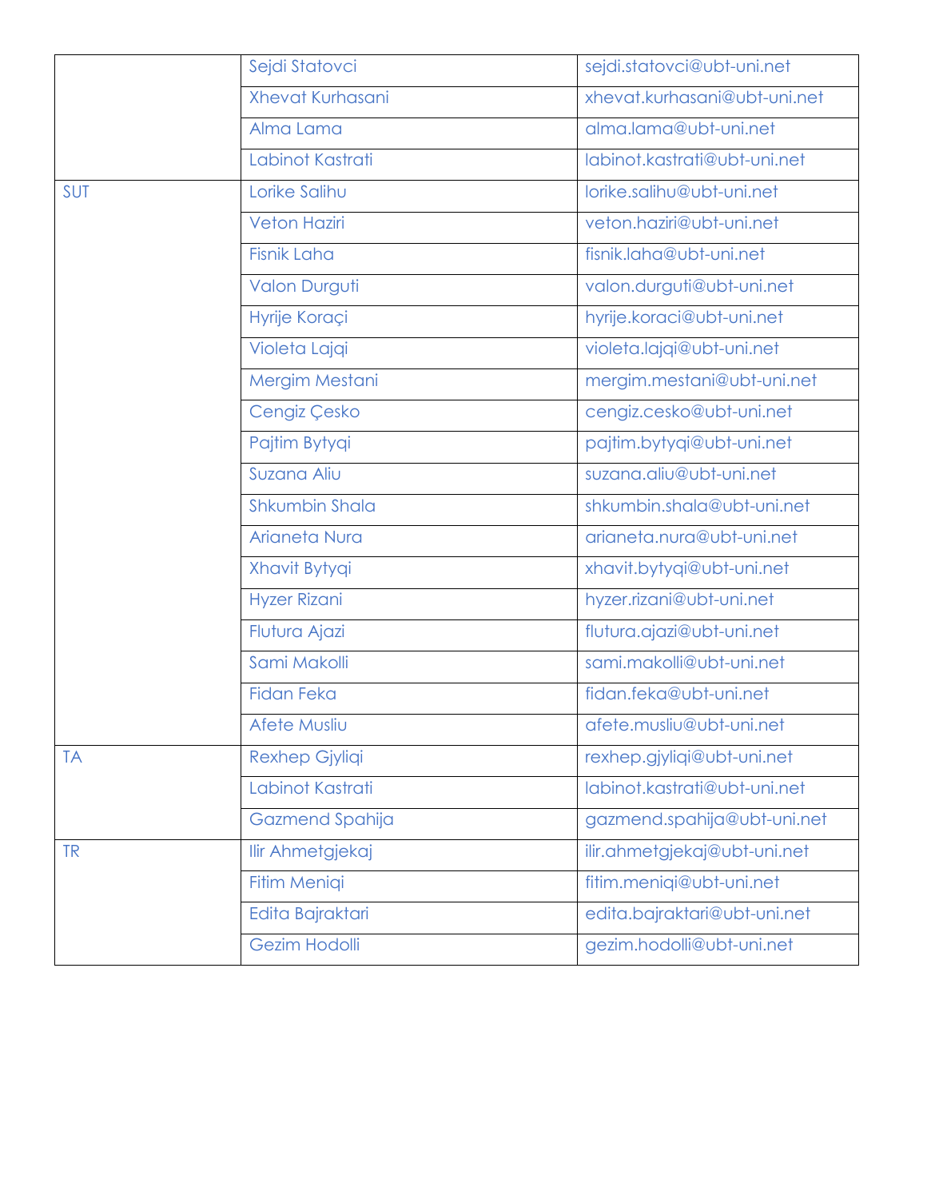| | | |
|---|---|---|
| | Sejdi Statovci | sejdi.statovci@ubt-uni.net |
| | Xhevat Kurhasani | xhevat.kurhasani@ubt-uni.net |
| | Alma Lama | alma.lama@ubt-uni.net |
| | Labinot Kastrati | labinot.kastrati@ubt-uni.net |
| SUT | Lorike Salihu | lorike.salihu@ubt-uni.net |
| | Veton Haziri | veton.haziri@ubt-uni.net |
| | Fisnik Laha | fisnik.laha@ubt-uni.net |
| | Valon Durguti | valon.durguti@ubt-uni.net |
| | Hyrije Koraçi | hyrije.koraci@ubt-uni.net |
| | Violeta Lajqi | violeta.lajqi@ubt-uni.net |
| | Mergim Mestani | mergim.mestani@ubt-uni.net |
| | Cengiz Çesko | cengiz.cesko@ubt-uni.net |
| | Pajtim Bytyqi | pajtim.bytyqi@ubt-uni.net |
| | Suzana Aliu | suzana.aliu@ubt-uni.net |
| | Shkumbin Shala | shkumbin.shala@ubt-uni.net |
| | Arianeta Nura | arianeta.nura@ubt-uni.net |
| | Xhavit Bytyqi | xhavit.bytyqi@ubt-uni.net |
| | Hyzer Rizani | hyzer.rizani@ubt-uni.net |
| | Flutura Ajazi | flutura.ajazi@ubt-uni.net |
| | Sami Makolli | sami.makolli@ubt-uni.net |
| | Fidan Feka | fidan.feka@ubt-uni.net |
| | Afete Musliu | afete.musliu@ubt-uni.net |
| TA | Rexhep Gjyliqi | rexhep.gjyliqi@ubt-uni.net |
| | Labinot Kastrati | labinot.kastrati@ubt-uni.net |
| | Gazmend Spahija | gazmend.spahija@ubt-uni.net |
| TR | Ilir Ahmetgjekaj | ilir.ahmetgjekaj@ubt-uni.net |
| | Fitim Meniqi | fitim.meniqi@ubt-uni.net |
| | Edita Bajraktari | edita.bajraktari@ubt-uni.net |
| | Gezim Hodolli | gezim.hodolli@ubt-uni.net |